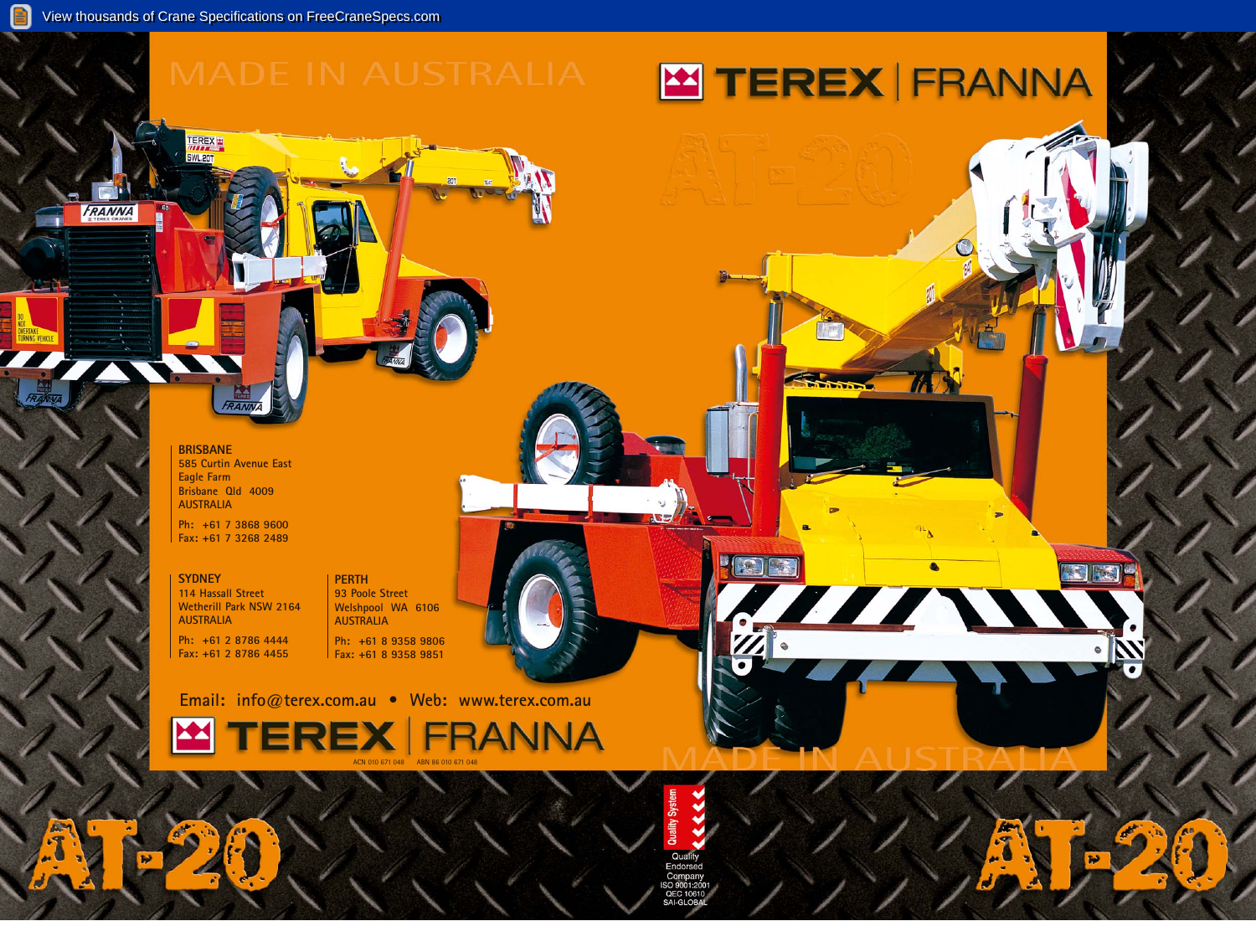# TEREX | FRANNA

MADE IN AUSTRALIA

# AT-20

**BRISBANE**
585 Curtin Avenue East
Eagle Farm
Brisbane Qld 4009
AUSTRALIA

Ph: +61 7 3868 9600
Fax: +61 7 3268 2489

**SYDNEY**
114 Hassall Street
Wetherill Park NSW 2164
AUSTRALIA

Ph: +61 2 8786 4444
Fax: +61 2 8786 4455

**PERTH**
93 Poole Street
Welshpool WA 6106
AUSTRALIA

Ph: +61 8 9358 9806
Fax: +61 8 9358 9851

Email: info@terex.com.au • Web: www.terex.com.au

TEREX | FRANNA

ACN 010 671 048 ABN 86 010 671 048

MADE IN AUSTRALIA

Quality System
Quality Endorsed Company
ISO 9001:2001
QEC 10610
SAI-GLOBAL

# AT-20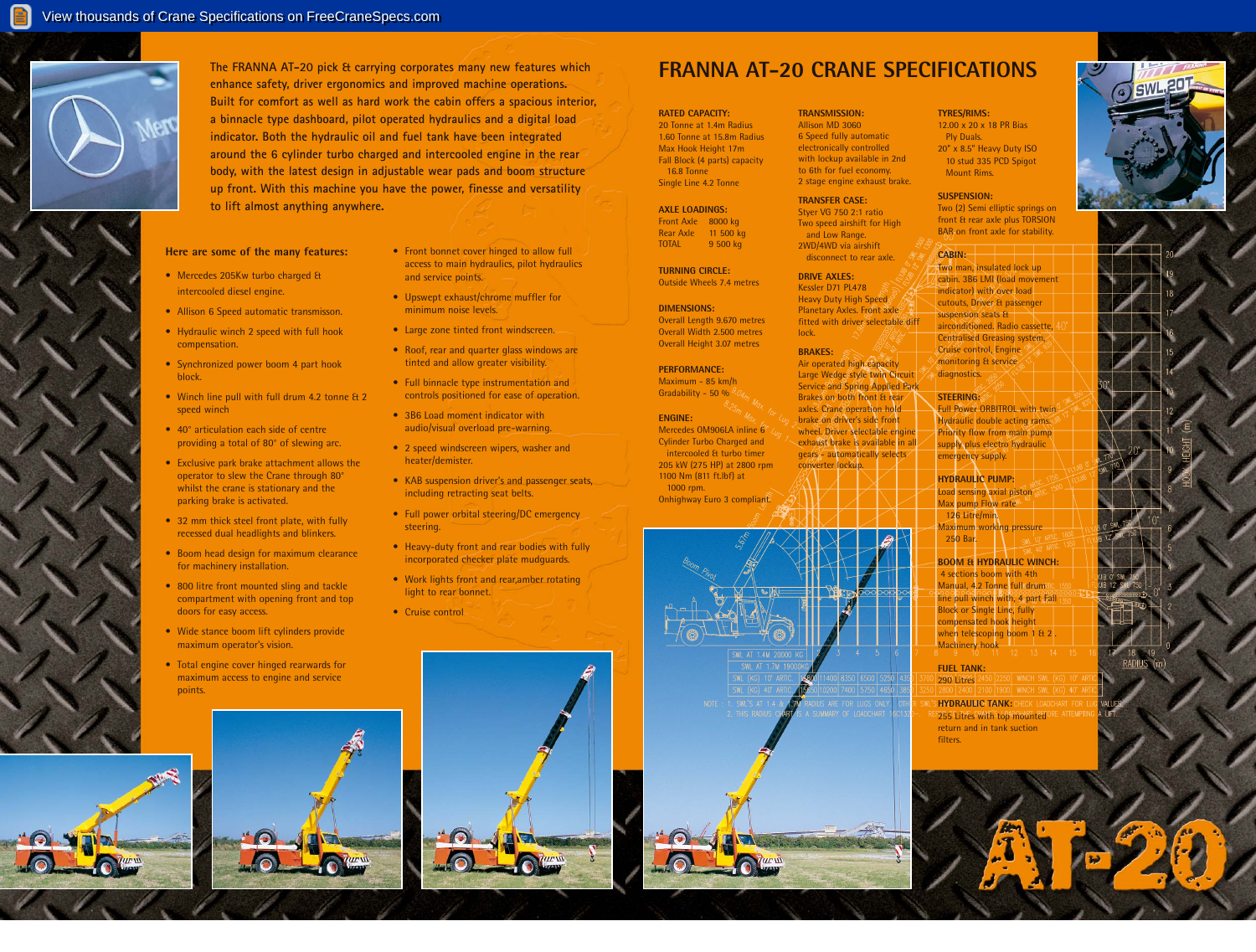The FRANNA AT-20 pick & carrying corporates many new features which enhance safety, driver ergonomics and improved machine operations. Built for comfort as well as hard work the cabin offers a spacious interior, a binnacle type dashboard, pilot operated hydraulics and a digital load indicator. Both the hydraulic oil and fuel tank have been integrated around the 6 cylinder turbo charged and intercooled engine in the rear body, with the latest design in adjustable wear pads and boom structure up front. With this machine you have the power, finesse and versatility to lift almost anything anywhere.

## Here are some of the many features:

- Mercedes 205Kw turbo charged & intercooled diesel engine.
- Allison 6 Speed automatic transmission.
- Hydraulic winch 2 speed with full hook compensation.
- Synchronized power boom 4 part hook block.
- Winch line pull with full drum 4.2 tonne & 2 speed winch
- 40° articulation each side of centre providing a total of 80° of slewing arc.
- Exclusive park brake attachment allows the operator to slew the Crane through 80° whilst the crane is stationary and the parking brake is activated.
- 32 mm thick steel front plate, with fully recessed dual headlights and blinkers.
- Boom head design for maximum clearance for machinery installation.
- 800 litre front mounted sling and tackle compartment with opening front and top doors for easy access.
- Wide stance boom lift cylinders provide maximum operator's vision.
- Total engine cover hinged rearwards for maximum access to engine and service points.
- Front bonnet cover hinged to allow full access to main hydraulics, pilot hydraulics and service points.
- Upswept exhaust/chrome muffler for minimum noise levels.
- Large zone tinted front windscreen.
- Roof, rear and quarter glass windows are tinted and allow greater visibility.
- Full binnacle type instrumentation and controls positioned for ease of operation.
- 3B6 Load moment indicator with audio/visual overload pre-warning.
- 2 speed windscreen wipers, washer and heater/demister.
- KAB suspension driver's and passenger seats, including retracting seat belts.
- Full power orbital steering/DC emergency steering.
- Heavy-duty front and rear bodies with fully incorporated checker plate mudguards.
- Work lights front and rear,amber rotating light to rear bonnet.
- Cruise control

# FRANNA AT-20 CRANE SPECIFICATIONS

**RATED CAPACITY:**
20 Tonne at 1.4m Radius
1.60 Tonne at 15.8m Radius
Max Hook Height 17m
Fall Block (4 parts) capacity 16.8 Tonne
Single Line 4.2 Tonne

**AXLE LOADINGS:**
Front Axle 8000 kg
Rear Axle 11 500 kg
TOTAL 9 500 kg

**TURNING CIRCLE:**
Outside Wheels 7.4 metres

**DIMENSIONS:**
Overall Length 9.670 metres
Overall Width 2.500 metres
Overall Height 3.07 metres

**PERFORMANCE:**
Maximum - 85 km/h
Gradability - 50 %

**ENGINE:**
Mercedes OM906LA inline 6 Cylinder Turbo Charged and intercooled & turbo timer
205 kW (275 HP) at 2800 rpm
1100 Nm (811 ft.lbf) at 1000 rpm.
Onhighway Euro 3 compliant.

**TRANSMISSION:**
Allison MD 3060
6 Speed fully automatic electronically controlled with lockup available in 2nd to 6th for fuel economy.
2 stage engine exhaust brake.

**TRANSFER CASE:**
Styer VG 750 2:1 ratio
Two speed airshift for High and Low Range.
2WD/4WD via airshift disconnect to rear axle.

**DRIVE AXLES:**
Kessler D71 PL478
Heavy Duty High Speed Planetary Axles. Front axle fitted with driver selectable diff lock.

**BRAKES:**
Air operated high capacity Large Wedge style twin Circuit Service and Spring Applied Park Brakes on both front & rear axles. Crane operation hold brake on driver's side front wheel. Driver selectable engine exhaust brake is available in all gears - automatically selects converter lockup.

**TYRES/RIMS:**
12.00 x 20 x 18 PR Bias Ply Duals.
20" x 8.5" Heavy Duty ISO 10 stud 335 PCD Spigot Mount Rims.

**SUSPENSION:**
Two (2) Semi elliptic springs on front & rear axle plus TORSION BAR on front axle for stability.

**CABIN:**
Two man, insulated lock up cabin. 3B6 LMI (load movement indicator) with over load cutouts, Driver & passenger suspension seats & airconditioned. Radio cassette, Centralised Greasing system, Cruise control, Engine monitoring & service diagnostics.

**STEERING:**
Full Power ORBITROL with twin Hydraulic double acting rams. Priority flow from main pump supply plus electro hydraulic emergency supply.

**HYDRAULIC PUMP:**
Load sensing axial piston
Max pump Flow rate 126 Litre/min.
Maximum working pressure 250 Bar.

**BOOM & HYDRAULIC WINCH:**
4 sections boom with 4th Manual, 4.2 Tonne full drum line pull winch with, 4 part Fall Block or Single Line, fully compensated hook height when telescoping boom 1 & 2 . Machinery hook

**FUEL TANK:**
290 Litres

**HYDRAULIC TANK:**
255 Litres with top mounted return and in tank suction filters.

SWL AT 1.4M 20000 KG
SWL AT 1.7M 19000KG

| | | | | | | | | | |
|---|---|---|---|---|---|---|---|---|---|
| SWL (KG) 10° ARTIC | 15800 | 11400 | 8350 | 6500 | 5250 | 435 | 3700 | 2450 | 2250 |
| SWL (KG) 40° ARTIC | 15000 | 10200 | 7400 | 5750 | 4650 | 385 | 3250 | 2800 | 2400 |

NOTE: 1. SWL'S AT 1.4 & 1.7M RADIUS ARE FOR LUGS ONLY. OTHER SWL'S CHECK LOADCHART FOR LUG VALUES
2. THIS RADIUS CHART IS A SUMMARY OF LOADCHART ... BEFORE ATTEMPTING A LIFT.

HOOK HEIGHT (m)
RADIUS (m)

AT-20